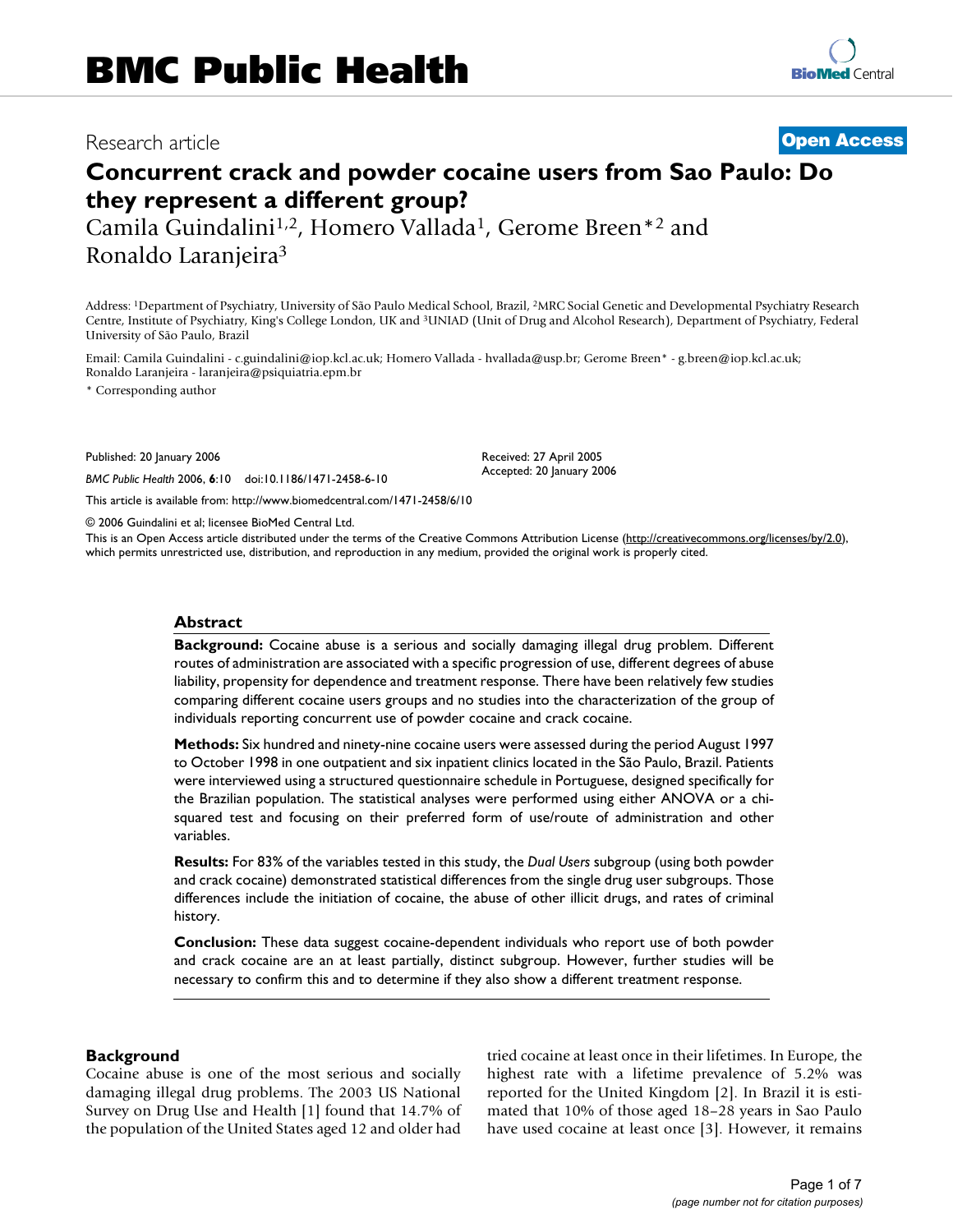# Concurrent crack and powder cocaine users from Sao Paulo: Do they represent a different group?

Research article

Open Access

Camila Guindalini[1,2], Homero Vallada[1], Gerome Breen*[2] and Ronaldo Laranjeira[3]

Address: [1]Department of Psychiatry, University of São Paulo Medical School, Brazil, [2]MRC Social Genetic and Developmental Psychiatry Research Centre, Institute of Psychiatry, King's College London, UK and [3]UNIAD (Unit of Drug and Alcohol Research), Department of Psychiatry, Federal University of São Paulo, Brazil

Email: Camila Guindalini - c.guindalini@iop.kcl.ac.uk; Homero Vallada - hvallada@usp.br; Gerome Breen* - g.breen@iop.kcl.ac.uk; Ronaldo Laranjeira - laranjeira@psiquiatria.epm.br

\* Corresponding author

Published: 20 January 2006

*BMC Public Health* 2006, **6**:10 doi:10.1186/1471-2458-6-10

Received: 27 April 2005
Accepted: 20 January 2006

This article is available from: http://www.biomedcentral.com/1471-2458/6/10

© 2006 Guindalini et al; licensee BioMed Central Ltd.

This is an Open Access article distributed under the terms of the Creative Commons Attribution License (http://creativecommons.org/licenses/by/2.0), which permits unrestricted use, distribution, and reproduction in any medium, provided the original work is properly cited.

## Abstract

**Background:** Cocaine abuse is a serious and socially damaging illegal drug problem. Different routes of administration are associated with a specific progression of use, different degrees of abuse liability, propensity for dependence and treatment response. There have been relatively few studies comparing different cocaine users groups and no studies into the characterization of the group of individuals reporting concurrent use of powder cocaine and crack cocaine.

**Methods:** Six hundred and ninety-nine cocaine users were assessed during the period August 1997 to October 1998 in one outpatient and six inpatient clinics located in the São Paulo, Brazil. Patients were interviewed using a structured questionnaire schedule in Portuguese, designed specifically for the Brazilian population. The statistical analyses were performed using either ANOVA or a chi-squared test and focusing on their preferred form of use/route of administration and other variables.

**Results:** For 83% of the variables tested in this study, the *Dual Users* subgroup (using both powder and crack cocaine) demonstrated statistical differences from the single drug user subgroups. Those differences include the initiation of cocaine, the abuse of other illicit drugs, and rates of criminal history.

**Conclusion:** These data suggest cocaine-dependent individuals who report use of both powder and crack cocaine are an at least partially, distinct subgroup. However, further studies will be necessary to confirm this and to determine if they also show a different treatment response.

## Background

Cocaine abuse is one of the most serious and socially damaging illegal drug problems. The 2003 US National Survey on Drug Use and Health [1] found that 14.7% of the population of the United States aged 12 and older had tried cocaine at least once in their lifetimes. In Europe, the highest rate with a lifetime prevalence of 5.2% was reported for the United Kingdom [2]. In Brazil it is estimated that 10% of those aged 18–28 years in Sao Paulo have used cocaine at least once [3]. However, it remains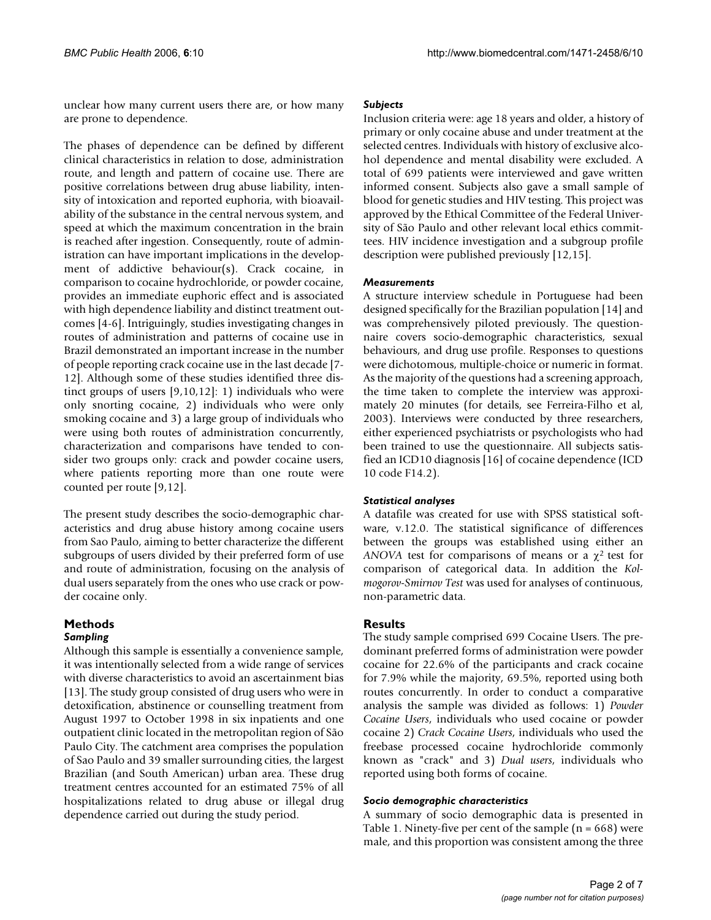unclear how many current users there are, or how many are prone to dependence.

The phases of dependence can be defined by different clinical characteristics in relation to dose, administration route, and length and pattern of cocaine use. There are positive correlations between drug abuse liability, intensity of intoxication and reported euphoria, with bioavailability of the substance in the central nervous system, and speed at which the maximum concentration in the brain is reached after ingestion. Consequently, route of administration can have important implications in the development of addictive behaviour(s). Crack cocaine, in comparison to cocaine hydrochloride, or powder cocaine, provides an immediate euphoric effect and is associated with high dependence liability and distinct treatment outcomes [4-6]. Intriguingly, studies investigating changes in routes of administration and patterns of cocaine use in Brazil demonstrated an important increase in the number of people reporting crack cocaine use in the last decade [7-12]. Although some of these studies identified three distinct groups of users [9,10,12]: 1) individuals who were only snorting cocaine, 2) individuals who were only smoking cocaine and 3) a large group of individuals who were using both routes of administration concurrently, characterization and comparisons have tended to consider two groups only: crack and powder cocaine users, where patients reporting more than one route were counted per route [9,12].

The present study describes the socio-demographic characteristics and drug abuse history among cocaine users from Sao Paulo, aiming to better characterize the different subgroups of users divided by their preferred form of use and route of administration, focusing on the analysis of dual users separately from the ones who use crack or powder cocaine only.

## Methods

### *Sampling*

Although this sample is essentially a convenience sample, it was intentionally selected from a wide range of services with diverse characteristics to avoid an ascertainment bias [13]. The study group consisted of drug users who were in detoxification, abstinence or counselling treatment from August 1997 to October 1998 in six inpatients and one outpatient clinic located in the metropolitan region of São Paulo City. The catchment area comprises the population of Sao Paulo and 39 smaller surrounding cities, the largest Brazilian (and South American) urban area. These drug treatment centres accounted for an estimated 75% of all hospitalizations related to drug abuse or illegal drug dependence carried out during the study period.

### *Subjects*

Inclusion criteria were: age 18 years and older, a history of primary or only cocaine abuse and under treatment at the selected centres. Individuals with history of exclusive alcohol dependence and mental disability were excluded. A total of 699 patients were interviewed and gave written informed consent. Subjects also gave a small sample of blood for genetic studies and HIV testing. This project was approved by the Ethical Committee of the Federal University of São Paulo and other relevant local ethics committees. HIV incidence investigation and a subgroup profile description were published previously [12,15].

### *Measurements*

A structure interview schedule in Portuguese had been designed specifically for the Brazilian population [14] and was comprehensively piloted previously. The questionnaire covers socio-demographic characteristics, sexual behaviours, and drug use profile. Responses to questions were dichotomous, multiple-choice or numeric in format. As the majority of the questions had a screening approach, the time taken to complete the interview was approximately 20 minutes (for details, see Ferreira-Filho et al, 2003). Interviews were conducted by three researchers, either experienced psychiatrists or psychologists who had been trained to use the questionnaire. All subjects satisfied an ICD10 diagnosis [16] of cocaine dependence (ICD 10 code F14.2).

### *Statistical analyses*

A datafile was created for use with SPSS statistical software, v.12.0. The statistical significance of differences between the groups was established using either an *ANOVA* test for comparisons of means or a $\chi^2$ test for comparison of categorical data. In addition the *Kolmogorov-Smirnov Test* was used for analyses of continuous, non-parametric data.

## Results

The study sample comprised 699 Cocaine Users. The predominant preferred forms of administration were powder cocaine for 22.6% of the participants and crack cocaine for 7.9% while the majority, 69.5%, reported using both routes concurrently. In order to conduct a comparative analysis the sample was divided as follows: 1) *Powder Cocaine Users*, individuals who used cocaine or powder cocaine 2) *Crack Cocaine Users*, individuals who used the freebase processed cocaine hydrochloride commonly known as "crack" and 3) *Dual users*, individuals who reported using both forms of cocaine.

### *Socio demographic characteristics*

A summary of socio demographic data is presented in Table 1. Ninety-five per cent of the sample (n = 668) were male, and this proportion was consistent among the three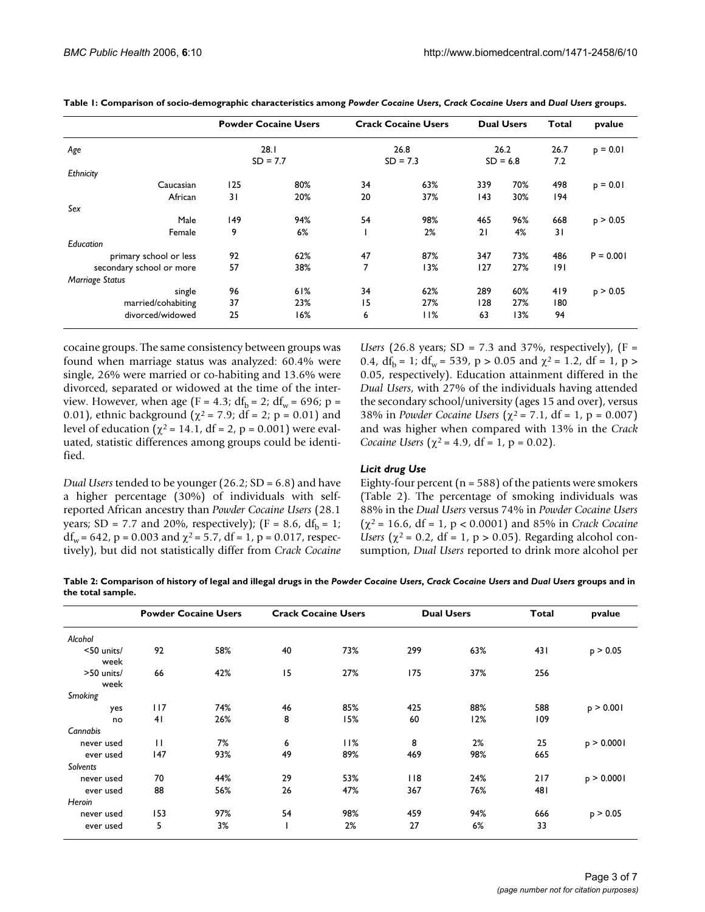**Table 1: Comparison of socio-demographic characteristics among *Powder Cocaine Users*, *Crack Cocaine Users* and *Dual Users* groups.**

| | Powder Cocaine Users | | Crack Cocaine Users | | Dual Users | | Total | pvalue |
|---|---|---|---|---|---|---|---|---|
| *Age* | 28.1 SD = 7.7 | | 26.8 SD = 7.3 | | 26.2 SD = 6.8 | | 26.7 7.2 | p = 0.01 |
| *Ethnicity* | | | | | | | | |
| Caucasian | 125 | 80% | 34 | 63% | 339 | 70% | 498 | p = 0.01 |
| African | 31 | 20% | 20 | 37% | 143 | 30% | 194 | |
| *Sex* | | | | | | | | |
| Male | 149 | 94% | 54 | 98% | 465 | 96% | 668 | p > 0.05 |
| Female | 9 | 6% | 1 | 2% | 21 | 4% | 31 | |
| *Education* | | | | | | | | |
| primary school or less | 92 | 62% | 47 | 87% | 347 | 73% | 486 | P = 0.001 |
| secondary school or more | 57 | 38% | 7 | 13% | 127 | 27% | 191 | |
| *Marriage Status* | | | | | | | | |
| single | 96 | 61% | 34 | 62% | 289 | 60% | 419 | p > 0.05 |
| married/cohabiting | 37 | 23% | 15 | 27% | 128 | 27% | 180 | |
| divorced/widowed | 25 | 16% | 6 | 11% | 63 | 13% | 94 | |

cocaine groups. The same consistency between groups was found when marriage status was analyzed: 60.4% were single, 26% were married or co-habiting and 13.6% were divorced, separated or widowed at the time of the interview. However, when age (F = 4.3; $df_b$ = 2; $df_w$ = 696; p = 0.01), ethnic background ($\chi^2$ = 7.9; df = 2; p = 0.01) and level of education ($\chi^2$ = 14.1, df = 2, p = 0.001) were evaluated, statistic differences among groups could be identified.

*Dual Users* tended to be younger (26.2; SD = 6.8) and have a higher percentage (30%) of individuals with self-reported African ancestry than *Powder Cocaine Users* (28.1 years; SD = 7.7 and 20%, respectively); (F = 8.6, $df_b$ = 1; $df_w$ = 642, p = 0.003 and $\chi^2$ = 5.7, df = 1, p = 0.017, respectively), but did not statistically differ from *Crack Cocaine Users* (26.8 years; SD = 7.3 and 37%, respectively), (F = 0.4, $df_b$ = 1; $df_w$ = 539, p > 0.05 and $\chi^2$ = 1.2, df = 1, p > 0.05, respectively). Education attainment differed in the *Dual Users*, with 27% of the individuals having attended the secondary school/university (ages 15 and over), versus 38% in *Powder Cocaine Users* ($\chi^2$ = 7.1, df = 1, p = 0.007) and was higher when compared with 13% in the *Crack Cocaine Users* ($\chi^2$ = 4.9, df = 1, p = 0.02).

### *Licit drug Use*

Eighty-four percent (n = 588) of the patients were smokers (Table 2). The percentage of smoking individuals was 88% in the *Dual Users* versus 74% in *Powder Cocaine Users* ($\chi^2$ = 16.6, df = 1, p < 0.0001) and 85% in *Crack Cocaine Users* ($\chi^2$ = 0.2, df = 1, p > 0.05). Regarding alcohol consumption, *Dual Users* reported to drink more alcohol per

**Table 2: Comparison of history of legal and illegal drugs in the *Powder Cocaine Users*, *Crack Cocaine Users* and *Dual Users* groups and in the total sample.**

| | Powder Cocaine Users | | Crack Cocaine Users | | Dual Users | | Total | pvalue |
|---|---|---|---|---|---|---|---|---|
| *Alcohol* | | | | | | | | |
| <50 units/ week | 92 | 58% | 40 | 73% | 299 | 63% | 431 | p > 0.05 |
| >50 units/ week | 66 | 42% | 15 | 27% | 175 | 37% | 256 | |
| *Smoking* | | | | | | | | |
| yes | 117 | 74% | 46 | 85% | 425 | 88% | 588 | p > 0.001 |
| no | 41 | 26% | 8 | 15% | 60 | 12% | 109 | |
| *Cannabis* | | | | | | | | |
| never used | 11 | 7% | 6 | 11% | 8 | 2% | 25 | p > 0.0001 |
| ever used | 147 | 93% | 49 | 89% | 469 | 98% | 665 | |
| *Solvents* | | | | | | | | |
| never used | 70 | 44% | 29 | 53% | 118 | 24% | 217 | p > 0.0001 |
| ever used | 88 | 56% | 26 | 47% | 367 | 76% | 481 | |
| *Heroin* | | | | | | | | |
| never used | 153 | 97% | 54 | 98% | 459 | 94% | 666 | p > 0.05 |
| ever used | 5 | 3% | 1 | 2% | 27 | 6% | 33 | |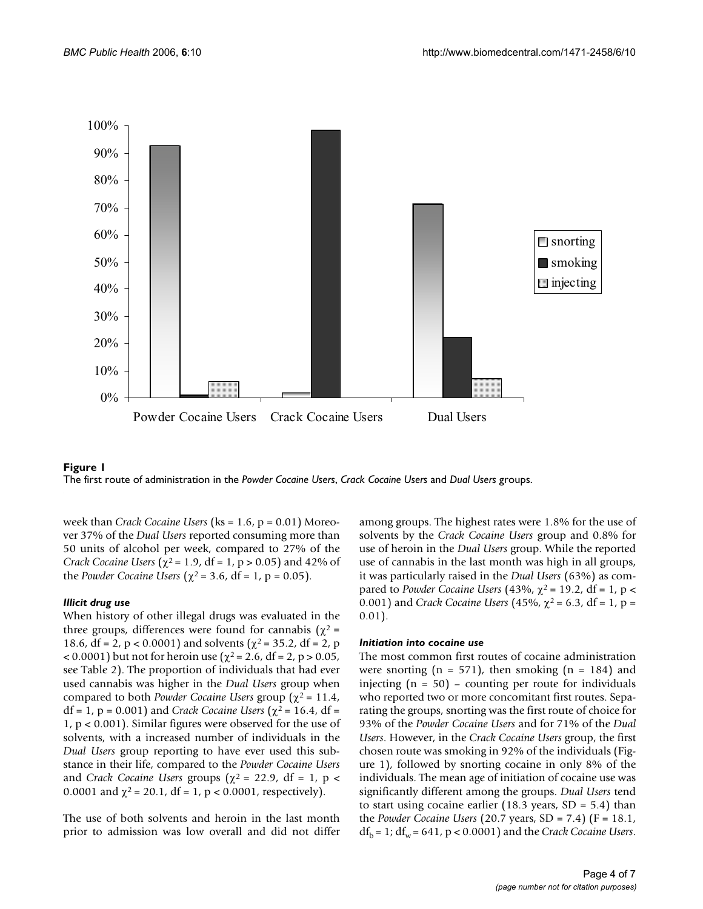**Figure 1**
The first route of administration in the *Powder Cocaine Users*, *Crack Cocaine Users* and *Dual Users* groups.

week than *Crack Cocaine Users* (ks = 1.6, p = 0.01) Moreover 37% of the *Dual Users* reported consuming more than 50 units of alcohol per week, compared to 27% of the *Crack Cocaine Users* ($\chi^2$ = 1.9, df = 1, p > 0.05) and 42% of the *Powder Cocaine Users* ($\chi^2$ = 3.6, df = 1, p = 0.05).

### *Illicit drug use*

When history of other illegal drugs was evaluated in the three groups, differences were found for cannabis ($\chi^2$ = 18.6, df = 2, p < 0.0001) and solvents ($\chi^2$ = 35.2, df = 2, p < 0.0001) but not for heroin use ($\chi^2$ = 2.6, df = 2, p > 0.05, see Table 2). The proportion of individuals that had ever used cannabis was higher in the *Dual Users* group when compared to both *Powder Cocaine Users* group ($\chi^2$ = 11.4, df = 1, p = 0.001) and *Crack Cocaine Users* ($\chi^2$ = 16.4, df = 1, p < 0.001). Similar figures were observed for the use of solvents, with a increased number of individuals in the *Dual Users* group reporting to have ever used this substance in their life, compared to the *Powder Cocaine Users* and *Crack Cocaine Users* groups ($\chi^2$ = 22.9, df = 1, p < 0.0001 and $\chi^2$ = 20.1, df = 1, p < 0.0001, respectively).

The use of both solvents and heroin in the last month prior to admission was low overall and did not differ among groups. The highest rates were 1.8% for the use of solvents by the *Crack Cocaine Users* group and 0.8% for use of heroin in the *Dual Users* group. While the reported use of cannabis in the last month was high in all groups, it was particularly raised in the *Dual Users* (63%) as compared to *Powder Cocaine Users* (43%, $\chi^2$ = 19.2, df = 1, p < 0.001) and *Crack Cocaine Users* (45%, $\chi^2$ = 6.3, df = 1, p = 0.01).

### *Initiation into cocaine use*

The most common first routes of cocaine administration were snorting (n = 571), then smoking (n = 184) and injecting (n = 50) – counting per route for individuals who reported two or more concomitant first routes. Separating the groups, snorting was the first route of choice for 93% of the *Powder Cocaine Users* and for 71% of the *Dual Users*. However, in the *Crack Cocaine Users* group, the first chosen route was smoking in 92% of the individuals (Figure 1), followed by snorting cocaine in only 8% of the individuals. The mean age of initiation of cocaine use was significantly different among the groups. *Dual Users* tend to start using cocaine earlier (18.3 years, SD = 5.4) than the *Powder Cocaine Users* (20.7 years, SD = 7.4) (F = 18.1, $df_b$ = 1; $df_w$ = 641, p < 0.0001) and the *Crack Cocaine Users*.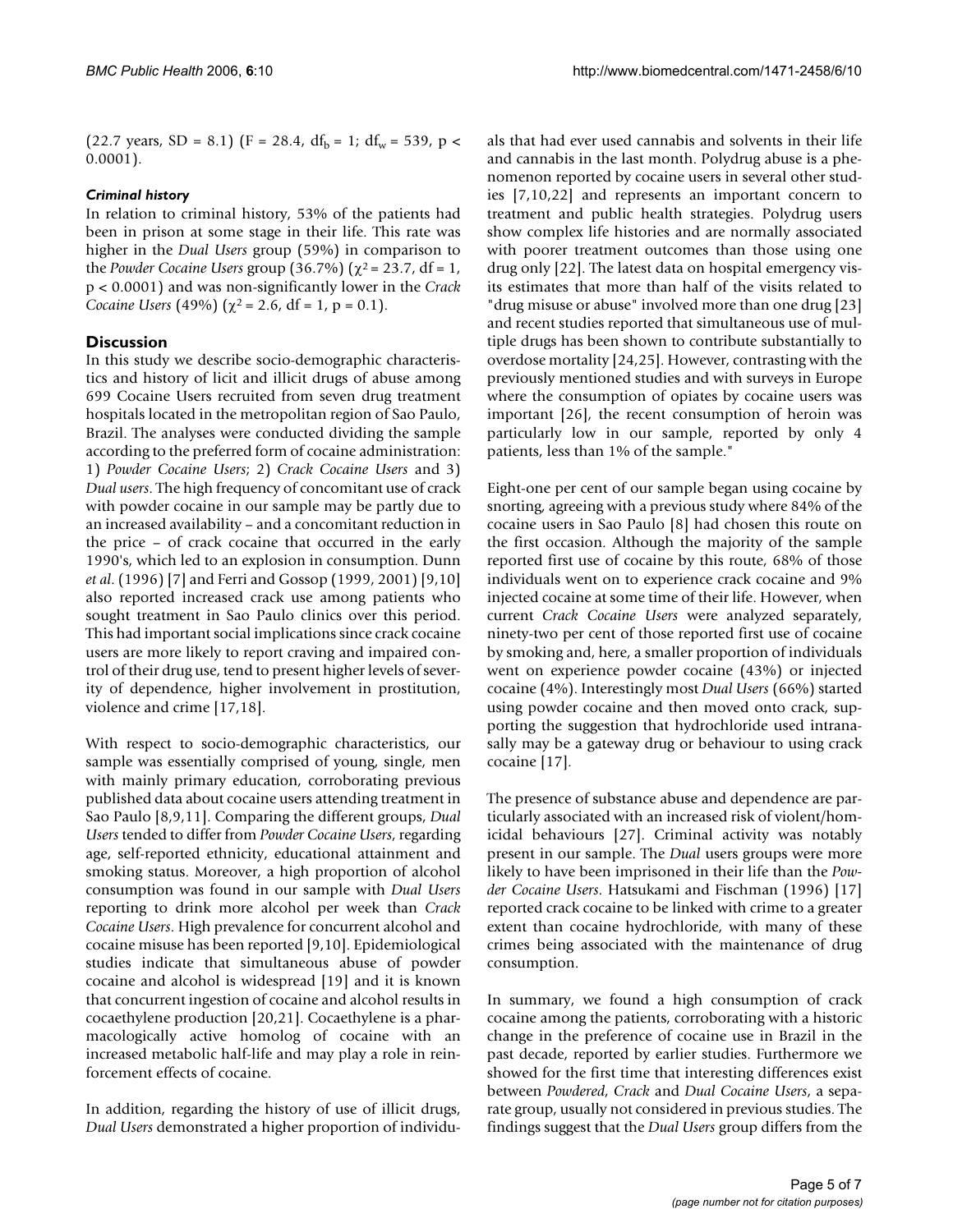(22.7 years, SD = 8.1) ($F = 28.4$, $df_b = 1$; $df_w = 539$, $p < 0.0001$).

### *Criminal history*

In relation to criminal history, 53% of the patients had been in prison at some stage in their life. This rate was higher in the *Dual Users* group (59%) in comparison to the *Powder Cocaine Users* group (36.7%) ($\chi^2 = 23.7$, df = 1, $p < 0.0001$) and was non-significantly lower in the *Crack Cocaine Users* (49%) ($\chi^2 = 2.6$, df = 1, $p = 0.1$).

## Discussion

In this study we describe socio-demographic characteristics and history of licit and illicit drugs of abuse among 699 Cocaine Users recruited from seven drug treatment hospitals located in the metropolitan region of Sao Paulo, Brazil. The analyses were conducted dividing the sample according to the preferred form of cocaine administration: 1) *Powder Cocaine Users*; 2) *Crack Cocaine Users* and 3) *Dual users*. The high frequency of concomitant use of crack with powder cocaine in our sample may be partly due to an increased availability – and a concomitant reduction in the price – of crack cocaine that occurred in the early 1990's, which led to an explosion in consumption. Dunn *et al*. (1996) [7] and Ferri and Gossop (1999, 2001) [9,10] also reported increased crack use among patients who sought treatment in Sao Paulo clinics over this period. This had important social implications since crack cocaine users are more likely to report craving and impaired control of their drug use, tend to present higher levels of severity of dependence, higher involvement in prostitution, violence and crime [17,18].

With respect to socio-demographic characteristics, our sample was essentially comprised of young, single, men with mainly primary education, corroborating previous published data about cocaine users attending treatment in Sao Paulo [8,9,11]. Comparing the different groups, *Dual Users* tended to differ from *Powder Cocaine Users*, regarding age, self-reported ethnicity, educational attainment and smoking status. Moreover, a high proportion of alcohol consumption was found in our sample with *Dual Users* reporting to drink more alcohol per week than *Crack Cocaine Users*. High prevalence for concurrent alcohol and cocaine misuse has been reported [9,10]. Epidemiological studies indicate that simultaneous abuse of powder cocaine and alcohol is widespread [19] and it is known that concurrent ingestion of cocaine and alcohol results in cocaethylene production [20,21]. Cocaethylene is a pharmacologically active homolog of cocaine with an increased metabolic half-life and may play a role in reinforcement effects of cocaine.

In addition, regarding the history of use of illicit drugs, *Dual Users* demonstrated a higher proportion of individuals that had ever used cannabis and solvents in their life and cannabis in the last month. Polydrug abuse is a phenomenon reported by cocaine users in several other studies [7,10,22] and represents an important concern to treatment and public health strategies. Polydrug users show complex life histories and are normally associated with poorer treatment outcomes than those using one drug only [22]. The latest data on hospital emergency visits estimates that more than half of the visits related to "drug misuse or abuse" involved more than one drug [23] and recent studies reported that simultaneous use of multiple drugs has been shown to contribute substantially to overdose mortality [24,25]. However, contrasting with the previously mentioned studies and with surveys in Europe where the consumption of opiates by cocaine users was important [26], the recent consumption of heroin was particularly low in our sample, reported by only 4 patients, less than 1% of the sample."

Eight-one per cent of our sample began using cocaine by snorting, agreeing with a previous study where 84% of the cocaine users in Sao Paulo [8] had chosen this route on the first occasion. Although the majority of the sample reported first use of cocaine by this route, 68% of those individuals went on to experience crack cocaine and 9% injected cocaine at some time of their life. However, when current *Crack Cocaine Users* were analyzed separately, ninety-two per cent of those reported first use of cocaine by smoking and, here, a smaller proportion of individuals went on experience powder cocaine (43%) or injected cocaine (4%). Interestingly most *Dual Users* (66%) started using powder cocaine and then moved onto crack, supporting the suggestion that hydrochloride used intranasally may be a gateway drug or behaviour to using crack cocaine [17].

The presence of substance abuse and dependence are particularly associated with an increased risk of violent/homicidal behaviours [27]. Criminal activity was notably present in our sample. The *Dual* users groups were more likely to have been imprisoned in their life than the *Powder Cocaine Users*. Hatsukami and Fischman (1996) [17] reported crack cocaine to be linked with crime to a greater extent than cocaine hydrochloride, with many of these crimes being associated with the maintenance of drug consumption.

In summary, we found a high consumption of crack cocaine among the patients, corroborating with a historic change in the preference of cocaine use in Brazil in the past decade, reported by earlier studies. Furthermore we showed for the first time that interesting differences exist between *Powdered*, *Crack* and *Dual Cocaine Users*, a separate group, usually not considered in previous studies. The findings suggest that the *Dual Users* group differs from the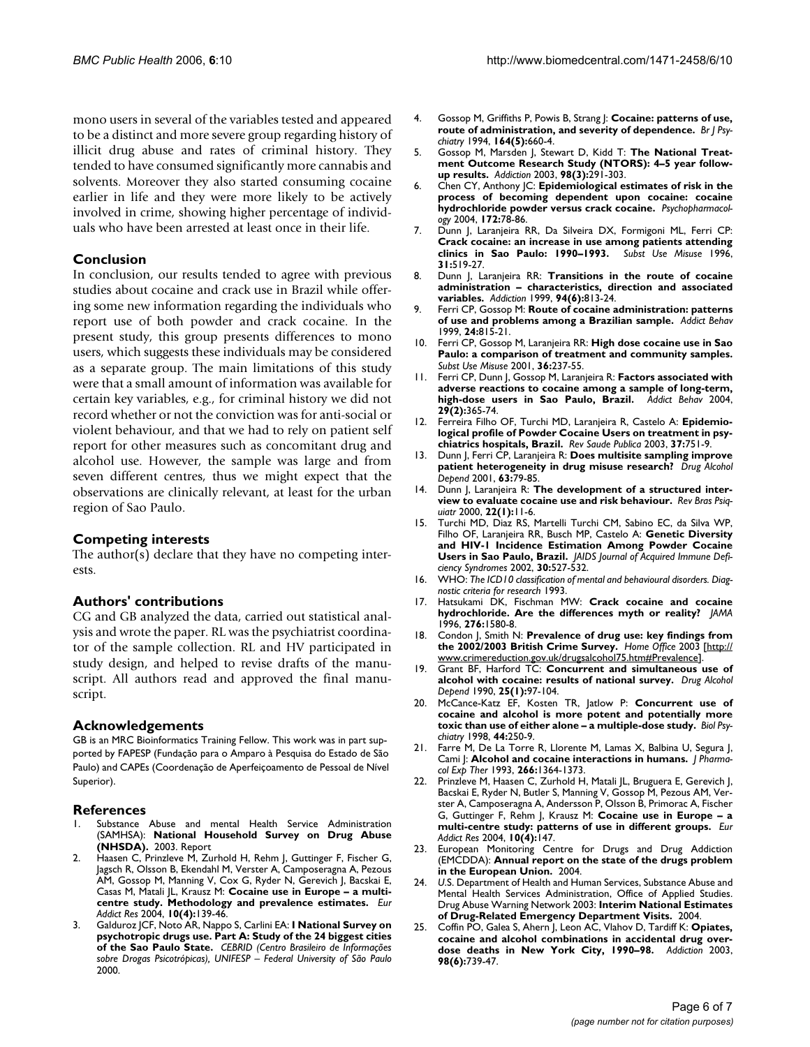mono users in several of the variables tested and appeared to be a distinct and more severe group regarding history of illicit drug abuse and rates of criminal history. They tended to have consumed significantly more cannabis and solvents. Moreover they also started consuming cocaine earlier in life and they were more likely to be actively involved in crime, showing higher percentage of individuals who have been arrested at least once in their life.

## Conclusion

In conclusion, our results tended to agree with previous studies about cocaine and crack use in Brazil while offering some new information regarding the individuals who report use of both powder and crack cocaine. In the present study, this group presents differences to mono users, which suggests these individuals may be considered as a separate group. The main limitations of this study were that a small amount of information was available for certain key variables, e.g., for criminal history we did not record whether or not the conviction was for anti-social or violent behaviour, and that we had to rely on patient self report for other measures such as concomitant drug and alcohol use. However, the sample was large and from seven different centres, thus we might expect that the observations are clinically relevant, at least for the urban region of Sao Paulo.

## Competing interests

The author(s) declare that they have no competing interests.

## Authors' contributions

CG and GB analyzed the data, carried out statistical analysis and wrote the paper. RL was the psychiatrist coordinator of the sample collection. RL and HV participated in study design, and helped to revise drafts of the manuscript. All authors read and approved the final manuscript.

## Acknowledgements

GB is an MRC Bioinformatics Training Fellow. This work was in part supported by FAPESP (Fundação para o Amparo à Pesquisa do Estado de São Paulo) and CAPEs (Coordenação de Aperfeiçoamento de Pessoal de Nível Superior).

## References

1. Substance Abuse and mental Health Service Administration (SAMHSA): **National Household Survey on Drug Abuse (NHSDA).** 2003. Report
2. Haasen C, Prinzleve M, Zurhold H, Rehm J, Guttinger F, Fischer G, Jagsch R, Olsson B, Ekendahl M, Verster A, Camposeragna A, Pezous AM, Gossop M, Manning V, Cox G, Ryder N, Gerevich J, Bacskai E, Casas M, Matali JL, Krausz M: **Cocaine use in Europe – a multicentre study. Methodology and prevalence estimates.** *Eur Addict Res* 2004, **10(4):**139-46.
3. Galduroz JCF, Noto AR, Nappo S, Carlini EA: **I National Survey on psychotropic drugs use. Part A: Study of the 24 biggest cities of the Sao Paulo State.** *CEBRID (Centro Brasileiro de Informações sobre Drogas Psicotrópicas), UNIFESP – Federal University of São Paulo* 2000.
4. Gossop M, Griffiths P, Powis B, Strang J: **Cocaine: patterns of use, route of administration, and severity of dependence.** *Br J Psychiatry* 1994, **164(5):**660-4.
5. Gossop M, Marsden J, Stewart D, Kidd T: **The National Treatment Outcome Research Study (NTORS): 4–5 year follow-up results.** *Addiction* 2003, **98(3):**291-303.
6. Chen CY, Anthony JC: **Epidemiological estimates of risk in the process of becoming dependent upon cocaine: cocaine hydrochloride powder versus crack cocaine.** *Psychopharmacology* 2004, **172:**78-86.
7. Dunn J, Laranjeira RR, Da Silveira DX, Formigoni ML, Ferri CP: **Crack cocaine: an increase in use among patients attending clinics in Sao Paulo: 1990–1993.** *Subst Use Misuse* 1996, **31:**519-27.
8. Dunn J, Laranjeira RR: **Transitions in the route of cocaine administration – characteristics, direction and associated variables.** *Addiction* 1999, **94(6):**813-24.
9. Ferri CP, Gossop M: **Route of cocaine administration: patterns of use and problems among a Brazilian sample.** *Addict Behav* 1999, **24:**815-21.
10. Ferri CP, Gossop M, Laranjeira RR: **High dose cocaine use in Sao Paulo: a comparison of treatment and community samples.** *Subst Use Misuse* 2001, **36:**237-55.
11. Ferri CP, Dunn J, Gossop M, Laranjeira R: **Factors associated with adverse reactions to cocaine among a sample of long-term, high-dose users in Sao Paulo, Brazil.** *Addict Behav* 2004, **29(2):**365-74.
12. Ferreira Filho OF, Turchi MD, Laranjeira R, Castelo A: **Epidemiological profile of Powder Cocaine Users on treatment in psychiatrics hospitals, Brazil.** *Rev Saude Publica* 2003, **37:**751-9.
13. Dunn J, Ferri CP, Laranjeira R: **Does multisite sampling improve patient heterogeneity in drug misuse research?** *Drug Alcohol Depend* 2001, **63:**79-85.
14. Dunn J, Laranjeira R: **The development of a structured interview to evaluate cocaine use and risk behaviour.** *Rev Bras Psiquiatr* 2000, **22(1):**11-6.
15. Turchi MD, Diaz RS, Martelli Turchi CM, Sabino EC, da Silva WP, Filho OF, Laranjeira RR, Busch MP, Castelo A: **Genetic Diversity and HIV-1 Incidence Estimation Among Powder Cocaine Users in Sao Paulo, Brazil.** *JAIDS Journal of Acquired Immune Deficiency Syndromes* 2002, **30:**527-532.
16. WHO: *The ICD10 classification of mental and behavioural disorders. Diagnostic criteria for research* 1993.
17. Hatsukami DK, Fischman MW: **Crack cocaine and cocaine hydrochloride. Are the differences myth or reality?** *JAMA* 1996, **276:**1580-8.
18. Condon J, Smith N: **Prevalence of drug use: key findings from the 2002/2003 British Crime Survey.** *Home Office* 2003 [http://www.crimereduction.gov.uk/drugsalcohol75.htm#Prevalence].
19. Grant BF, Harford TC: **Concurrent and simultaneous use of alcohol with cocaine: results of national survey.** *Drug Alcohol Depend* 1990, **25(1):**97-104.
20. McCance-Katz EF, Kosten TR, Jatlow P: **Concurrent use of cocaine and alcohol is more potent and potentially more toxic than use of either alone – a multiple-dose study.** *Biol Psychiatry* 1998, **44:**250-9.
21. Farre M, De La Torre R, Llorente M, Lamas X, Balbina U, Segura J, Cami J: **Alcohol and cocaine interactions in humans.** *J Pharmacol Exp Ther* 1993, **266:**1364-1373.
22. Prinzleve M, Haasen C, Zurhold H, Matali JL, Bruguera E, Gerevich J, Bacskai E, Ryder N, Butler S, Manning V, Gossop M, Pezous AM, Verster A, Camposeragna A, Andersson P, Olsson B, Primorac A, Fischer G, Guttinger F, Rehm J, Krausz M: **Cocaine use in Europe – a multi-centre study: patterns of use in different groups.** *Eur Addict Res* 2004, **10(4):**147.
23. European Monitoring Centre for Drugs and Drug Addiction (EMCDDA): **Annual report on the state of the drugs problem in the European Union.** 2004.
24. U.S. Department of Health and Human Services, Substance Abuse and Mental Health Services Administration, Office of Applied Studies. Drug Abuse Warning Network 2003: **Interim National Estimates of Drug-Related Emergency Department Visits.** 2004.
25. Coffin PO, Galea S, Ahern J, Leon AC, Vlahov D, Tardiff K: **Opiates, cocaine and alcohol combinations in accidental drug overdose deaths in New York City, 1990–98.** *Addiction* 2003, **98(6):**739-47.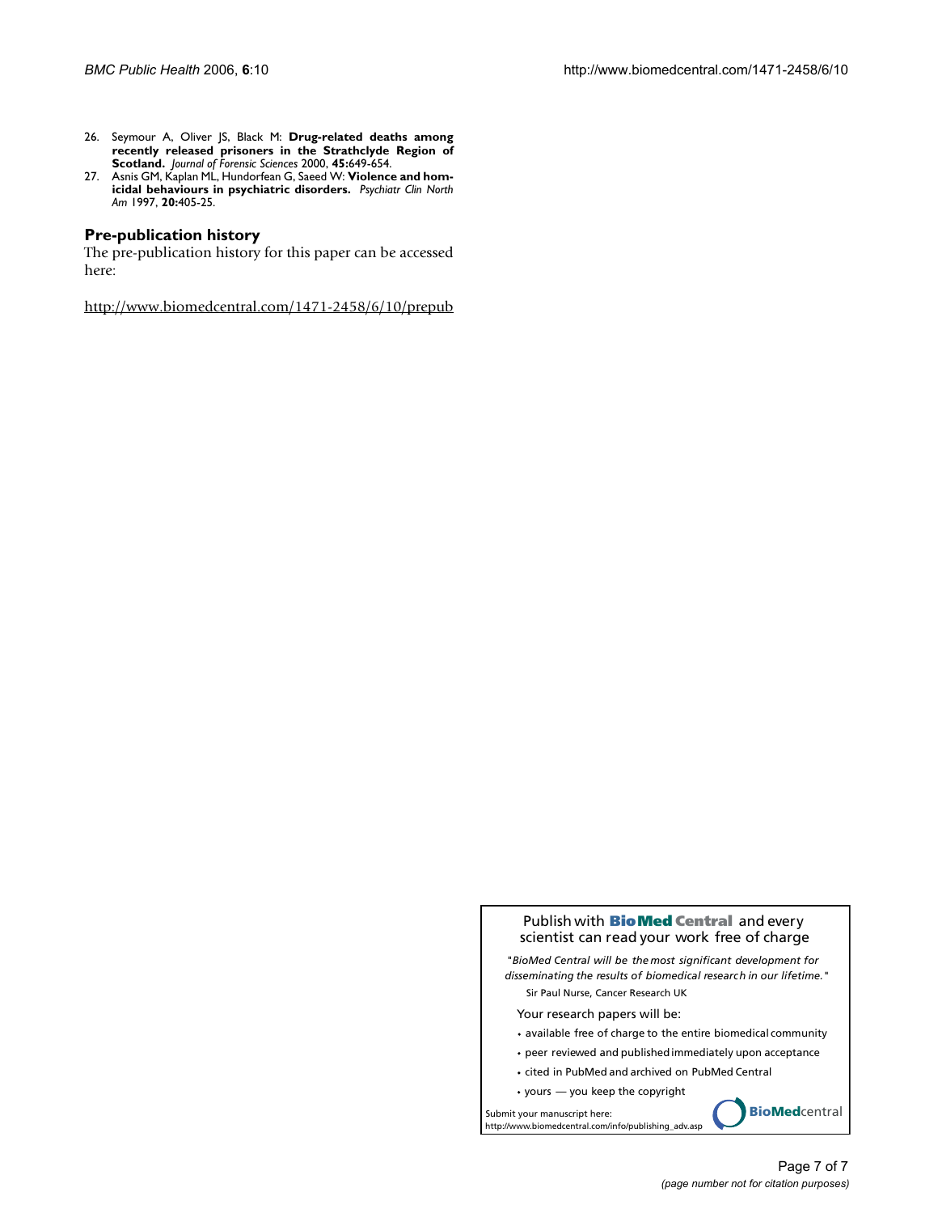26. Seymour A, Oliver JS, Black M: **Drug-related deaths among recently released prisoners in the Strathclyde Region of Scotland.** *Journal of Forensic Sciences* 2000, **45:**649-654.
27. Asnis GM, Kaplan ML, Hundorfean G, Saeed W: **Violence and homicidal behaviours in psychiatric disorders.** *Psychiatr Clin North Am* 1997, **20:**405-25.

## Pre-publication history

The pre-publication history for this paper can be accessed here:

http://www.biomedcentral.com/1471-2458/6/10/prepub

Publish with **BioMed Central** and every scientist can read your work free of charge

*"BioMed Central will be the most significant development for disseminating the results of biomedical research in our lifetime."*
Sir Paul Nurse, Cancer Research UK

Your research papers will be:

- available free of charge to the entire biomedical community
- peer reviewed and published immediately upon acceptance
- cited in PubMed and archived on PubMed Central
- yours — you keep the copyright

Submit your manuscript here:
http://www.biomedcentral.com/info/publishing_adv.asp

**BioMed**central